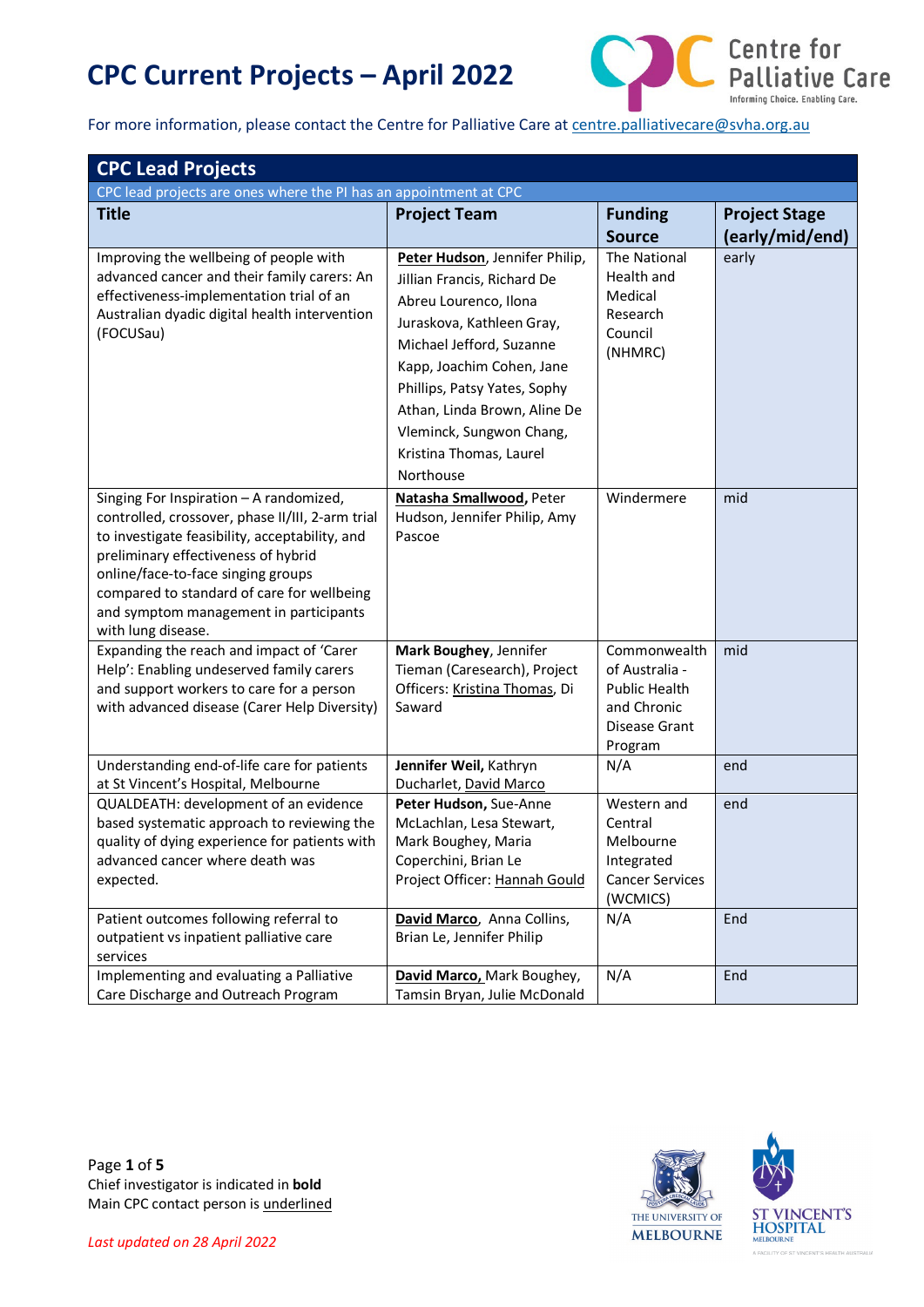# CPC Current Projects – April 2022

For more information, please contact the Centre for Palliative Care at centre.palliativecare@svha.org.au

## CPC Lead Projects

CPC lead projects are ones where the PI has an appointment at CPC

| Title | Project Team | Funding Source | Project Stage (early/mid/end) |
|---|---|---|---|
| Improving the wellbeing of people with advanced cancer and their family carers: An effectiveness-implementation trial of an Australian dyadic digital health intervention (FOCUSau) | **Peter Hudson**, Jennifer Philip, Jillian Francis, Richard De Abreu Lourenco, Ilona Juraskova, Kathleen Gray, Michael Jefford, Suzanne Kapp, Joachim Cohen, Jane Phillips, Patsy Yates, Sophy Athan, Linda Brown, Aline De Vleminck, Sungwon Chang, Kristina Thomas, Laurel Northouse | The National Health and Medical Research Council (NHMRC) | early |
| Singing For Inspiration – A randomized, controlled, crossover, phase II/III, 2-arm trial to investigate feasibility, acceptability, and preliminary effectiveness of hybrid online/face-to-face singing groups compared to standard of care for wellbeing and symptom management in participants with lung disease. | **Natasha Smallwood**, Peter Hudson, Jennifer Philip, Amy Pascoe | Windermere | mid |
| Expanding the reach and impact of 'Carer Help': Enabling underserved family carers and support workers to care for a person with advanced disease (Carer Help Diversity) | **Mark Boughey**, Jennifer Tieman (Caresearch), Project Officers: Kristina Thomas, Di Saward | Commonwealth of Australia - Public Health and Chronic Disease Grant Program | mid |
| Understanding end-of-life care for patients at St Vincent's Hospital, Melbourne | **Jennifer Weil**, Kathryn Ducharlet, David Marco | N/A | end |
| QUALDEATH: development of an evidence based systematic approach to reviewing the quality of dying experience for patients with advanced cancer where death was expected. | **Peter Hudson**, Sue-Anne McLachlan, Lesa Stewart, Mark Boughey, Maria Coperchini, Brian Le Project Officer: Hannah Gould | Western and Central Melbourne Integrated Cancer Services (WCMICS) | end |
| Patient outcomes following referral to outpatient vs inpatient palliative care services | **David Marco**, Anna Collins, Brian Le, Jennifer Philip | N/A | End |
| Implementing and evaluating a Palliative Care Discharge and Outreach Program | **David Marco**, Mark Boughey, Tamsin Bryan, Julie McDonald | N/A | End |

Chief investigator is indicated in **bold**
Main CPC contact person is underlined

*Last updated on 28 April 2022*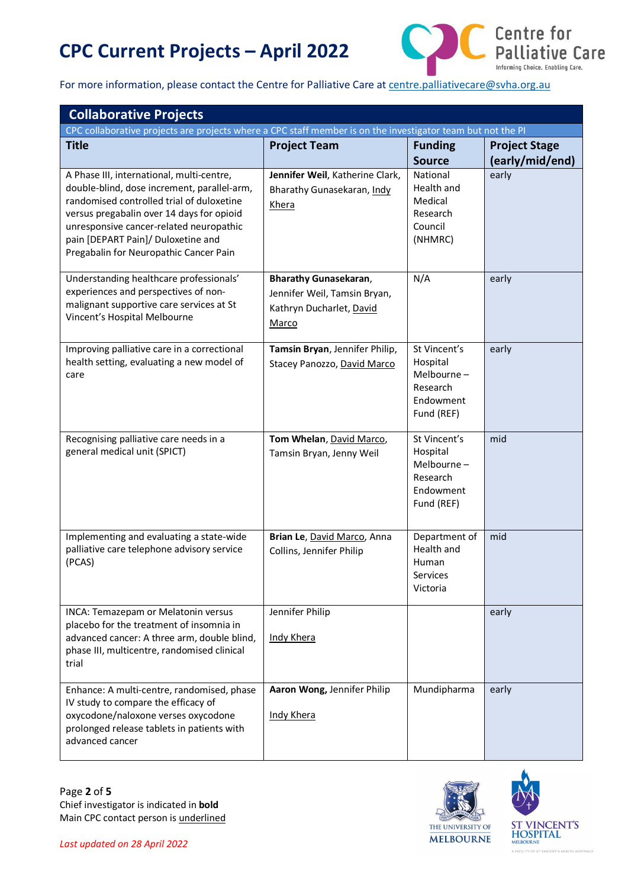# CPC Current Projects – April 2022

For more information, please contact the Centre for Palliative Care at centre.palliativecare@svha.org.au

## Collaborative Projects

CPC collaborative projects are projects where a CPC staff member is on the investigator team but not the PI

| Title | Project Team | Funding Source | Project Stage (early/mid/end) |
|---|---|---|---|
| A Phase III, international, multi-centre, double-blind, dose increment, parallel-arm, randomised controlled trial of duloxetine versus pregabalin over 14 days for opioid unresponsive cancer-related neuropathic pain [DEPART Pain]/ Duloxetine and Pregabalin for Neuropathic Cancer Pain | **Jennifer Weil**, Katherine Clark, Bharathy Gunasekaran, <u>Indy Khera</u> | National Health and Medical Research Council (NHMRC) | early |
| Understanding healthcare professionals' experiences and perspectives of non-malignant supportive care services at St Vincent's Hospital Melbourne | **Bharathy Gunasekaran**, Jennifer Weil, Tamsin Bryan, Kathryn Ducharlet, <u>David Marco</u> | N/A | early |
| Improving palliative care in a correctional health setting, evaluating a new model of care | **Tamsin Bryan**, Jennifer Philip, Stacey Panozzo, <u>David Marco</u> | St Vincent's Hospital Melbourne – Research Endowment Fund (REF) | early |
| Recognising palliative care needs in a general medical unit (SPICT) | **Tom Whelan**, <u>David Marco</u>, Tamsin Bryan, Jenny Weil | St Vincent's Hospital Melbourne – Research Endowment Fund (REF) | mid |
| Implementing and evaluating a state-wide palliative care telephone advisory service (PCAS) | **Brian Le**, <u>David Marco</u>, Anna Collins, Jennifer Philip | Department of Health and Human Services Victoria | mid |
| INCA: Temazepam or Melatonin versus placebo for the treatment of insomnia in advanced cancer: A three arm, double blind, phase III, multicentre, randomised clinical trial | Jennifer Philip<br><br><u>Indy Khera</u> | | early |
| Enhance: A multi-centre, randomised, phase IV study to compare the efficacy of oxycodone/naloxone verses oxycodone prolonged release tablets in patients with advanced cancer | **Aaron Wong,** Jennifer Philip<br><br><u>Indy Khera</u> | Mundipharma | early |

Chief investigator is indicated in **bold**
Main CPC contact person is <u>underlined</u>

*Last updated on 28 April 2022*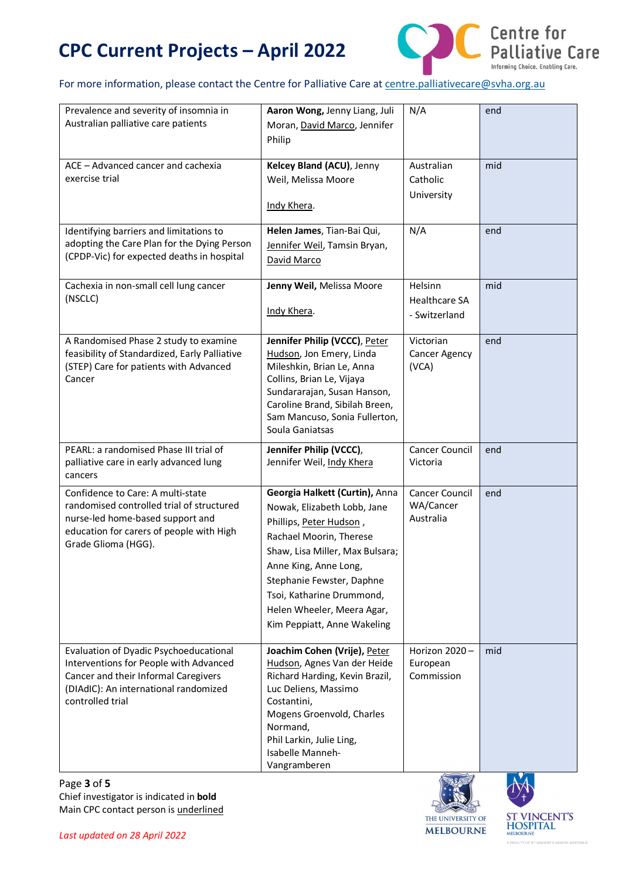# CPC Current Projects – April 2022

For more information, please contact the Centre for Palliative Care at centre.palliativecare@svha.org.au

| Prevalence and severity of insomnia in Australian palliative care patients | **Aaron Wong,** Jenny Liang, Juli Moran, <u>David Marco</u>, Jennifer Philip | N/A | end |
|---|---|---|---|
| ACE – Advanced cancer and cachexia exercise trial | **Kelcey Bland (ACU)**, Jenny Weil, Melissa Moore <u>Indy Khera</u>. | Australian Catholic University | mid |
| Identifying barriers and limitations to adopting the Care Plan for the Dying Person (CPDP-Vic) for expected deaths in hospital | **Helen James**, Tian-Bai Qui, <u>Jennifer Weil</u>, Tamsin Bryan, <u>David Marco</u> | N/A | end |
| Cachexia in non-small cell lung cancer (NSCLC) | **Jenny Weil,** Melissa Moore <u>Indy Khera</u>. | Helsinn Healthcare SA - Switzerland | mid |
| A Randomised Phase 2 study to examine feasibility of Standardized, Early Palliative (STEP) Care for patients with Advanced Cancer | **Jennifer Philip (VCCC)**, <u>Peter Hudson</u>, Jon Emery, Linda Mileshkin, Brian Le, Anna Collins, Brian Le, Vijaya Sundararajan, Susan Hanson, Caroline Brand, Sibilah Breen, Sam Mancuso, Sonia Fullerton, Soula Ganiatsas | Victorian Cancer Agency (VCA) | end |
| PEARL: a randomised Phase III trial of palliative care in early advanced lung cancers | **Jennifer Philip (VCCC)**, Jennifer Weil, <u>Indy Khera</u> | Cancer Council Victoria | end |
| Confidence to Care: A multi-state randomised controlled trial of structured nurse-led home-based support and education for carers of people with High Grade Glioma (HGG). | **Georgia Halkett (Curtin),** Anna Nowak, Elizabeth Lobb, Jane Phillips, <u>Peter Hudson</u> , Rachael Moorin, Therese Shaw, Lisa Miller, Max Bulsara; Anne King, Anne Long, Stephanie Fewster, Daphne Tsoi, Katharine Drummond, Helen Wheeler, Meera Agar, Kim Peppiatt, Anne Wakeling | Cancer Council WA/Cancer Australia | end |
| Evaluation of Dyadic Psychoeducational Interventions for People with Advanced Cancer and their Informal Caregivers (DIAdIC): An international randomized controlled trial | **Joachim Cohen (Vrije),** <u>Peter Hudson</u>, Agnes Van der Heide Richard Harding, Kevin Brazil, Luc Deliens, Massimo Costantini, Mogens Groenvold, Charles Normand, Phil Larkin, Julie Ling, Isabelle Manneh-Vangramberen | Horizon 2020 – European Commission | mid |

Chief investigator is indicated in **bold**
Main CPC contact person is <u>underlined</u>

*Last updated on 28 April 2022*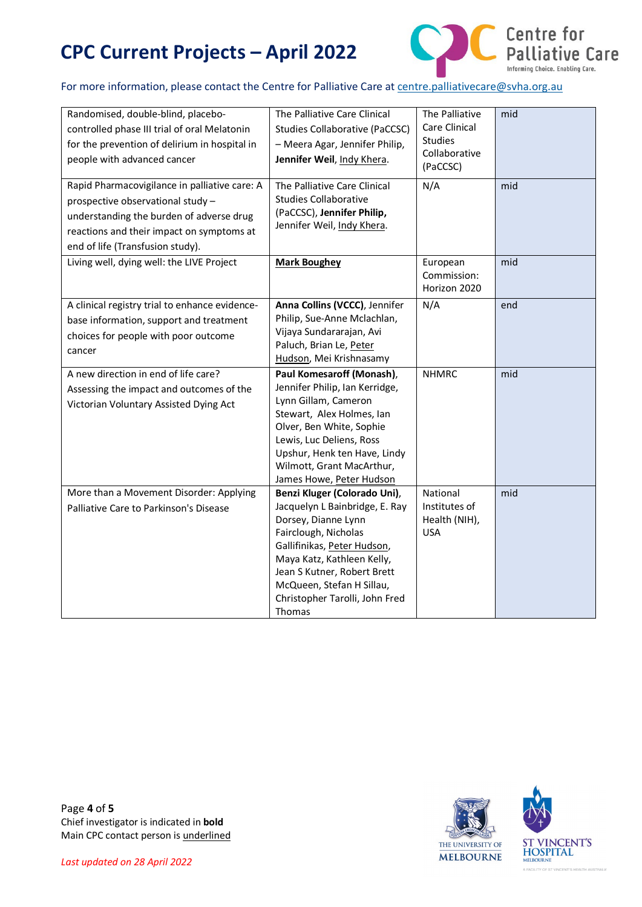# CPC Current Projects – April 2022

For more information, please contact the Centre for Palliative Care at centre.palliativecare@svha.org.au

| | | | |
|---|---|---|---|
| Randomised, double-blind, placebo-controlled phase III trial of oral Melatonin for the prevention of delirium in hospital in people with advanced cancer | The Palliative Care Clinical Studies Collaborative (PaCCSC) – Meera Agar, Jennifer Philip, **Jennifer Weil**, <u>Indy Khera</u>. | The Palliative Care Clinical Studies Collaborative (PaCCSC) | mid |
| Rapid Pharmacovigilance in palliative care: A prospective observational study – understanding the burden of adverse drug reactions and their impact on symptoms at end of life (Transfusion study). | The Palliative Care Clinical Studies Collaborative (PaCCSC), **Jennifer Philip,** Jennifer Weil, <u>Indy Khera</u>. | N/A | mid |
| Living well, dying well: the LIVE Project | <u>**Mark Boughey**</u> | European Commission: Horizon 2020 | mid |
| A clinical registry trial to enhance evidence-base information, support and treatment choices for people with poor outcome cancer | **Anna Collins (VCCC)**, Jennifer Philip, Sue-Anne Mclachlan, Vijaya Sundararajan, Avi Paluch, Brian Le, <u>Peter Hudson</u>, Mei Krishnasamy | N/A | end |
| A new direction in end of life care? Assessing the impact and outcomes of the Victorian Voluntary Assisted Dying Act | **Paul Komesaroff (Monash)**, Jennifer Philip, Ian Kerridge, Lynn Gillam, Cameron Stewart, Alex Holmes, Ian Olver, Ben White, Sophie Lewis, Luc Deliens, Ross Upshur, Henk ten Have, Lindy Wilmott, Grant MacArthur, James Howe, <u>Peter Hudson</u> | NHMRC | mid |
| More than a Movement Disorder: Applying Palliative Care to Parkinson's Disease | **Benzi Kluger (Colorado Uni)**, Jacquelyn L Bainbridge, E. Ray Dorsey, Dianne Lynn Fairclough, Nicholas Gallifinikas, <u>Peter Hudson</u>, Maya Katz, Kathleen Kelly, Jean S Kutner, Robert Brett McQueen, Stefan H Sillau, Christopher Tarolli, John Fred Thomas | National Institutes of Health (NIH), USA | mid |

Chief investigator is indicated in **bold**
Main CPC contact person is <u>underlined</u>

*Last updated on 28 April 2022*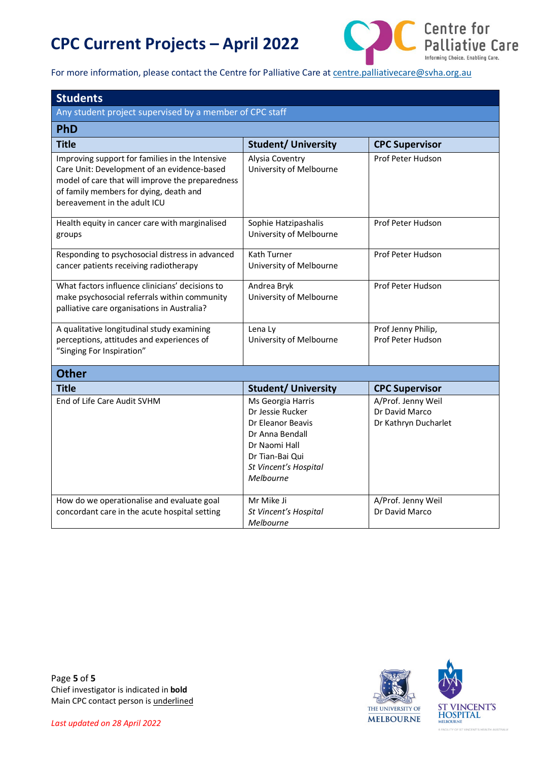# CPC Current Projects – April 2022

For more information, please contact the Centre for Palliative Care at centre.palliativecare@svha.org.au

## Students

Any student project supervised by a member of CPC staff

### PhD

| Title | Student/ University | CPC Supervisor |
|---|---|---|
| Improving support for families in the Intensive Care Unit: Development of an evidence-based model of care that will improve the preparedness of family members for dying, death and bereavement in the adult ICU | Alysia Coventry<br>University of Melbourne | Prof Peter Hudson |
| Health equity in cancer care with marginalised groups | Sophie Hatzipashalis<br>University of Melbourne | Prof Peter Hudson |
| Responding to psychosocial distress in advanced cancer patients receiving radiotherapy | Kath Turner<br>University of Melbourne | Prof Peter Hudson |
| What factors influence clinicians' decisions to make psychosocial referrals within community palliative care organisations in Australia? | Andrea Bryk<br>University of Melbourne | Prof Peter Hudson |
| A qualitative longitudinal study examining perceptions, attitudes and experiences of "Singing For Inspiration" | Lena Ly<br>University of Melbourne | Prof Jenny Philip,<br>Prof Peter Hudson |

### Other

| Title | Student/ University | CPC Supervisor |
|---|---|---|
| End of Life Care Audit SVHM | Ms Georgia Harris<br>Dr Jessie Rucker<br>Dr Eleanor Beavis<br>Dr Anna Bendall<br>Dr Naomi Hall<br>Dr Tian-Bai Qui<br>*St Vincent's Hospital Melbourne* | A/Prof. Jenny Weil<br>Dr David Marco<br>Dr Kathryn Ducharlet |
| How do we operationalise and evaluate goal concordant care in the acute hospital setting | Mr Mike Ji<br>*St Vincent's Hospital Melbourne* | A/Prof. Jenny Weil<br>Dr David Marco |

Chief investigator is indicated in **bold**
Main CPC contact person is underlined

*Last updated on 28 April 2022*